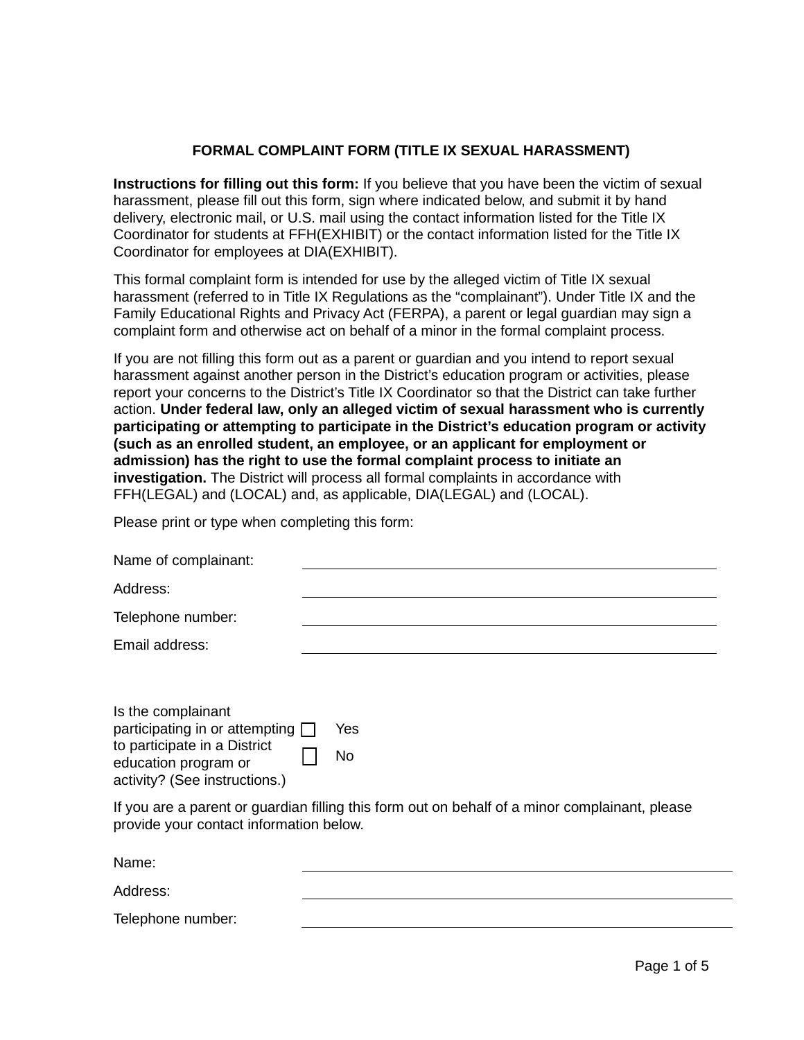# FORMAL COMPLAINT FORM (TITLE IX SEXUAL HARASSMENT)

**Instructions for filling out this form:** If you believe that you have been the victim of sexual harassment, please fill out this form, sign where indicated below, and submit it by hand delivery, electronic mail, or U.S. mail using the contact information listed for the Title IX Coordinator for students at FFH(EXHIBIT) or the contact information listed for the Title IX Coordinator for employees at DIA(EXHIBIT).

This formal complaint form is intended for use by the alleged victim of Title IX sexual harassment (referred to in Title IX Regulations as the "complainant"). Under Title IX and the Family Educational Rights and Privacy Act (FERPA), a parent or legal guardian may sign a complaint form and otherwise act on behalf of a minor in the formal complaint process.

If you are not filling this form out as a parent or guardian and you intend to report sexual harassment against another person in the District's education program or activities, please report your concerns to the District's Title IX Coordinator so that the District can take further action. **Under federal law, only an alleged victim of sexual harassment who is currently participating or attempting to participate in the District's education program or activity (such as an enrolled student, an employee, or an applicant for employment or admission) has the right to use the formal complaint process to initiate an investigation.** The District will process all formal complaints in accordance with FFH(LEGAL) and (LOCAL) and, as applicable, DIA(LEGAL) and (LOCAL).

Please print or type when completing this form:

Name of complainant: ______________________________

Address: ______________________________

Telephone number: ______________________________

Email address: ______________________________

Is the complainant participating in or attempting to participate in a District education program or activity? (See instructions.)

- ☐ Yes
- ☐ No

If you are a parent or guardian filling this form out on behalf of a minor complainant, please provide your contact information below.

Name: ______________________________

Address: ______________________________

Telephone number: ______________________________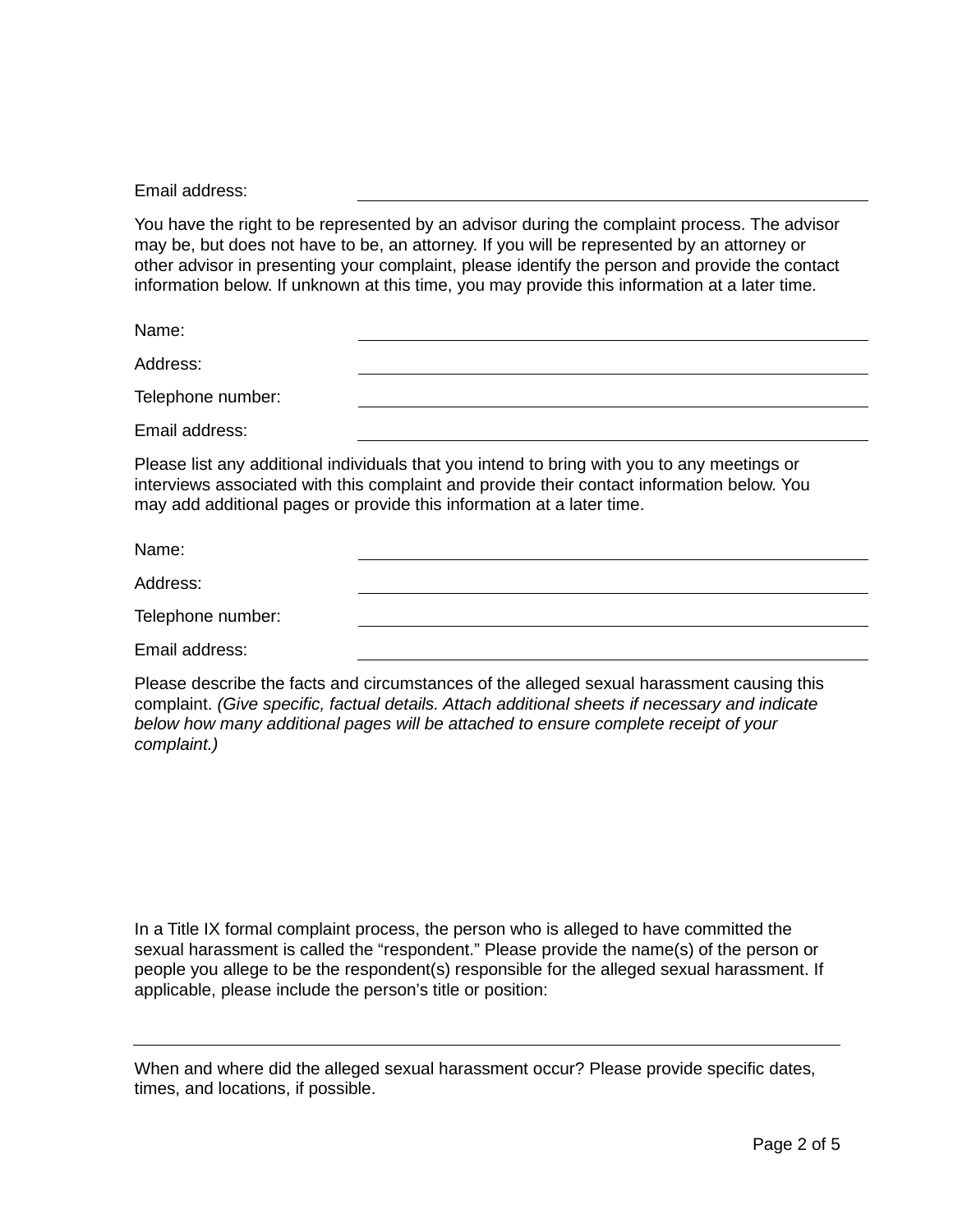Email address: \_\_\_\_\_\_\_\_\_\_\_\_\_\_\_\_\_\_\_\_\_\_\_\_\_\_\_\_\_\_\_\_\_\_\_\_\_\_\_\_

You have the right to be represented by an advisor during the complaint process. The advisor may be, but does not have to be, an attorney. If you will be represented by an attorney or other advisor in presenting your complaint, please identify the person and provide the contact information below. If unknown at this time, you may provide this information at a later time.

Name: \_\_\_\_\_\_\_\_\_\_\_\_\_\_\_\_\_\_\_\_\_\_\_\_\_\_\_\_\_\_\_\_\_\_\_\_\_\_\_\_

Address: \_\_\_\_\_\_\_\_\_\_\_\_\_\_\_\_\_\_\_\_\_\_\_\_\_\_\_\_\_\_\_\_\_\_\_\_\_\_\_\_

Telephone number: \_\_\_\_\_\_\_\_\_\_\_\_\_\_\_\_\_\_\_\_\_\_\_\_\_\_\_\_\_\_\_\_\_\_\_\_\_\_\_\_

Email address: \_\_\_\_\_\_\_\_\_\_\_\_\_\_\_\_\_\_\_\_\_\_\_\_\_\_\_\_\_\_\_\_\_\_\_\_\_\_\_\_

Please list any additional individuals that you intend to bring with you to any meetings or interviews associated with this complaint and provide their contact information below. You may add additional pages or provide this information at a later time.

Name: \_\_\_\_\_\_\_\_\_\_\_\_\_\_\_\_\_\_\_\_\_\_\_\_\_\_\_\_\_\_\_\_\_\_\_\_\_\_\_\_

Address: \_\_\_\_\_\_\_\_\_\_\_\_\_\_\_\_\_\_\_\_\_\_\_\_\_\_\_\_\_\_\_\_\_\_\_\_\_\_\_\_

Telephone number: \_\_\_\_\_\_\_\_\_\_\_\_\_\_\_\_\_\_\_\_\_\_\_\_\_\_\_\_\_\_\_\_\_\_\_\_\_\_\_\_

Email address: \_\_\_\_\_\_\_\_\_\_\_\_\_\_\_\_\_\_\_\_\_\_\_\_\_\_\_\_\_\_\_\_\_\_\_\_\_\_\_\_

Please describe the facts and circumstances of the alleged sexual harassment causing this complaint. *(Give specific, factual details. Attach additional sheets if necessary and indicate below how many additional pages will be attached to ensure complete receipt of your complaint.)*

In a Title IX formal complaint process, the person who is alleged to have committed the sexual harassment is called the "respondent." Please provide the name(s) of the person or people you allege to be the respondent(s) responsible for the alleged sexual harassment. If applicable, please include the person's title or position:

\_\_\_\_\_\_\_\_\_\_\_\_\_\_\_\_\_\_\_\_\_\_\_\_\_\_\_\_\_\_\_\_\_\_\_\_\_\_\_\_\_\_\_\_\_\_\_\_\_\_\_\_\_\_\_\_\_\_\_\_

When and where did the alleged sexual harassment occur? Please provide specific dates, times, and locations, if possible.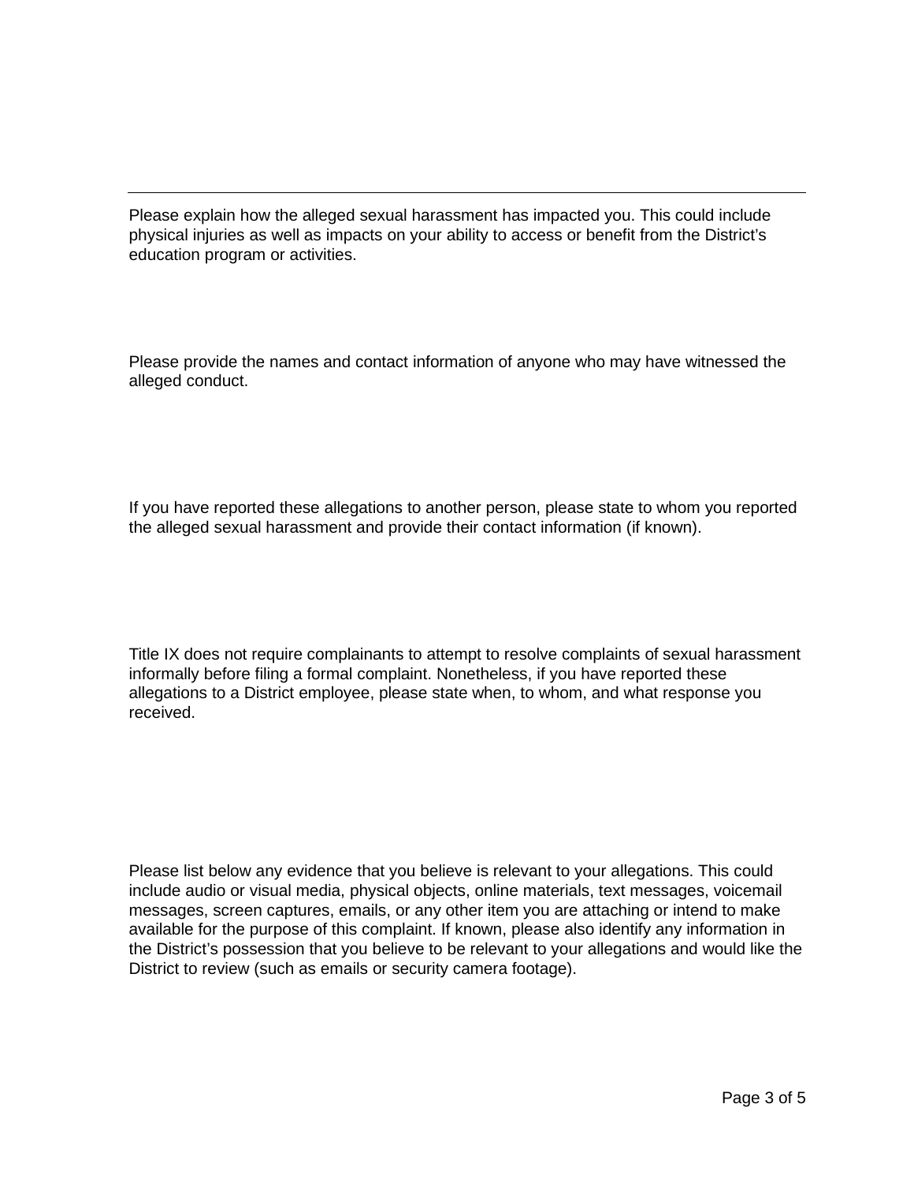---

Please explain how the alleged sexual harassment has impacted you. This could include physical injuries as well as impacts on your ability to access or benefit from the District's education program or activities.

Please provide the names and contact information of anyone who may have witnessed the alleged conduct.

If you have reported these allegations to another person, please state to whom you reported the alleged sexual harassment and provide their contact information (if known).

Title IX does not require complainants to attempt to resolve complaints of sexual harassment informally before filing a formal complaint. Nonetheless, if you have reported these allegations to a District employee, please state when, to whom, and what response you received.

Please list below any evidence that you believe is relevant to your allegations. This could include audio or visual media, physical objects, online materials, text messages, voicemail messages, screen captures, emails, or any other item you are attaching or intend to make available for the purpose of this complaint. If known, please also identify any information in the District's possession that you believe to be relevant to your allegations and would like the District to review (such as emails or security camera footage).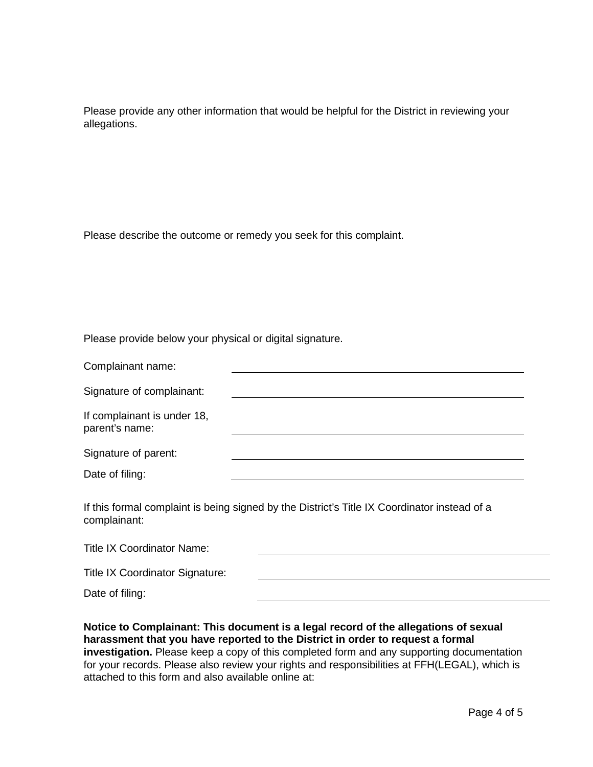Please provide any other information that would be helpful for the District in reviewing your allegations.

Please describe the outcome or remedy you seek for this complaint.

Please provide below your physical or digital signature.

Complainant name: ______________________________

Signature of complainant: ______________________________

If complainant is under 18, parent's name: ______________________________

Signature of parent: ______________________________

Date of filing: ______________________________

If this formal complaint is being signed by the District's Title IX Coordinator instead of a complainant:

Title IX Coordinator Name: ______________________________

Title IX Coordinator Signature: ______________________________

Date of filing: ______________________________

**Notice to Complainant: This document is a legal record of the allegations of sexual harassment that you have reported to the District in order to request a formal investigation.** Please keep a copy of this completed form and any supporting documentation for your records. Please also review your rights and responsibilities at FFH(LEGAL), which is attached to this form and also available online at: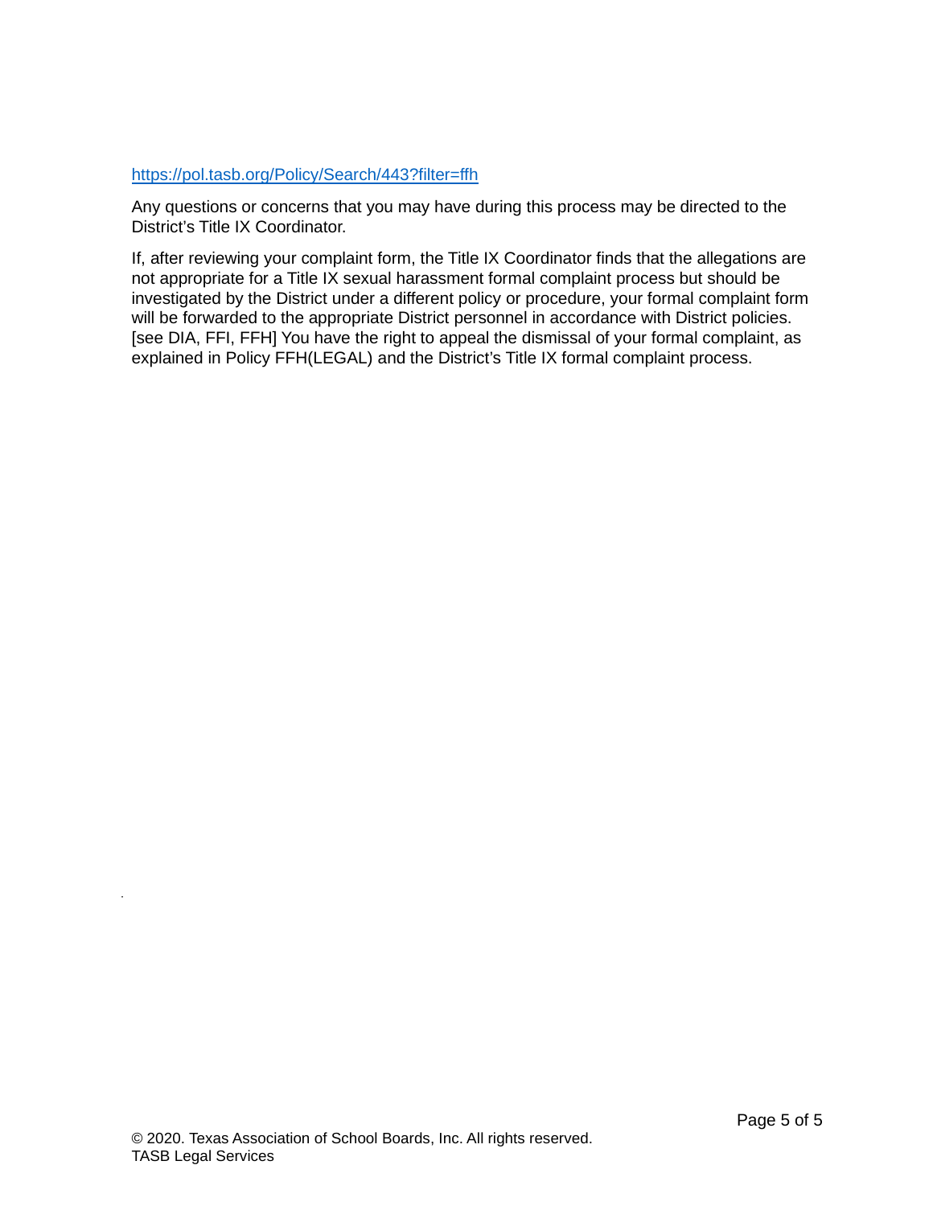https://pol.tasb.org/Policy/Search/443?filter=ffh

Any questions or concerns that you may have during this process may be directed to the District's Title IX Coordinator.

If, after reviewing your complaint form, the Title IX Coordinator finds that the allegations are not appropriate for a Title IX sexual harassment formal complaint process but should be investigated by the District under a different policy or procedure, your formal complaint form will be forwarded to the appropriate District personnel in accordance with District policies. [see DIA, FFI, FFH] You have the right to appeal the dismissal of your formal complaint, as explained in Policy FFH(LEGAL) and the District's Title IX formal complaint process.

© 2020. Texas Association of School Boards, Inc. All rights reserved.
TASB Legal Services